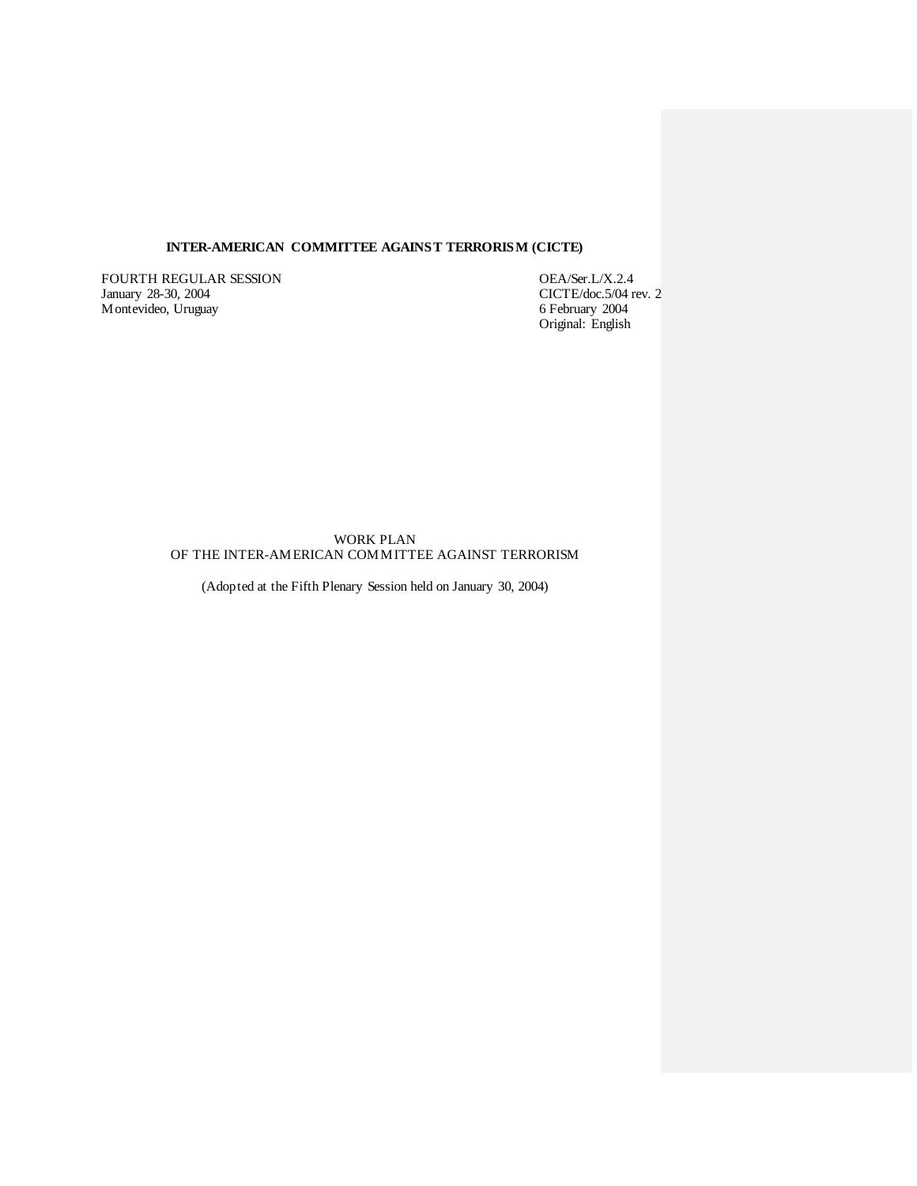**INTER-AMERICAN COMMITTEE AGAINST TERRORISM (CICTE)**

FOURTH REGULAR SESSION
January 28-30, 2004
Montevideo, Uruguay

OEA/Ser.L/X.2.4
CICTE/doc.5/04 rev. 2
6 February 2004
Original: English

WORK PLAN
OF THE INTER-AMERICAN COMMITTEE AGAINST TERRORISM

(Adopted at the Fifth Plenary Session held on January 30, 2004)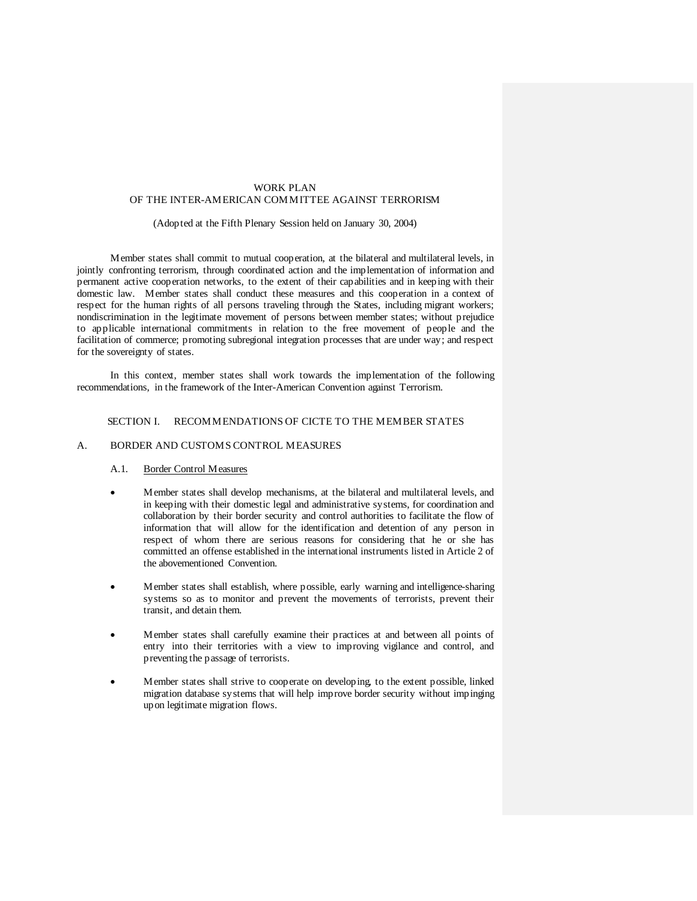# WORK PLAN
# OF THE INTER-AMERICAN COMMITTEE AGAINST TERRORISM

(Adopted at the Fifth Plenary Session held on January 30, 2004)

Member states shall commit to mutual cooperation, at the bilateral and multilateral levels, in jointly confronting terrorism, through coordinated action and the implementation of information and permanent active cooperation networks, to the extent of their capabilities and in keeping with their domestic law. Member states shall conduct these measures and this cooperation in a context of respect for the human rights of all persons traveling through the States, including migrant workers; nondiscrimination in the legitimate movement of persons between member states; without prejudice to applicable international commitments in relation to the free movement of people and the facilitation of commerce; promoting subregional integration processes that are under way; and respect for the sovereignty of states.

In this context, member states shall work towards the implementation of the following recommendations, in the framework of the Inter-American Convention against Terrorism.

## SECTION I. RECOMMENDATIONS OF CICTE TO THE MEMBER STATES

### A. BORDER AND CUSTOMS CONTROL MEASURES

#### A.1. Border Control Measures

- Member states shall develop mechanisms, at the bilateral and multilateral levels, and in keeping with their domestic legal and administrative systems, for coordination and collaboration by their border security and control authorities to facilitate the flow of information that will allow for the identification and detention of any person in respect of whom there are serious reasons for considering that he or she has committed an offense established in the international instruments listed in Article 2 of the abovementioned Convention.

- Member states shall establish, where possible, early warning and intelligence-sharing systems so as to monitor and prevent the movements of terrorists, prevent their transit, and detain them.

- Member states shall carefully examine their practices at and between all points of entry into their territories with a view to improving vigilance and control, and preventing the passage of terrorists.

- Member states shall strive to cooperate on developing, to the extent possible, linked migration database systems that will help improve border security without impinging upon legitimate migration flows.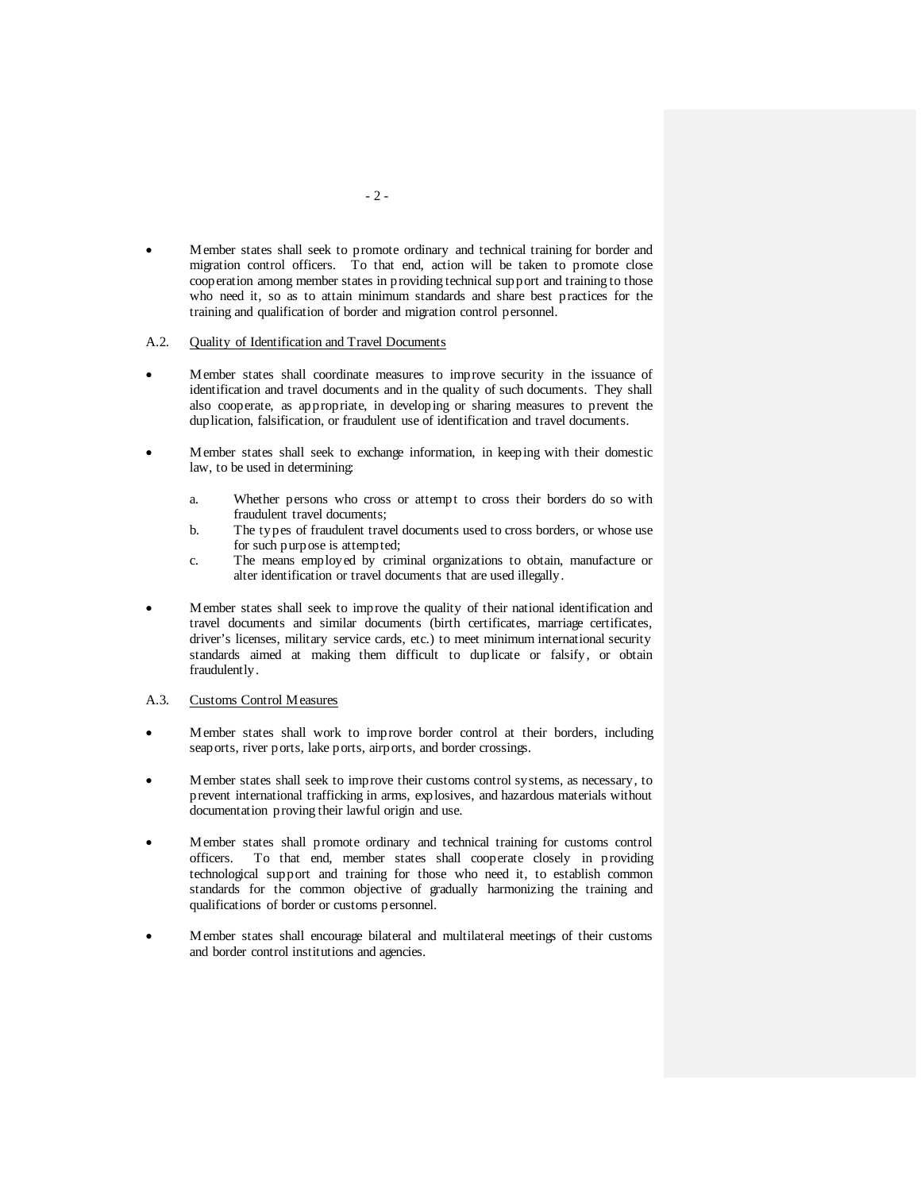- Member states shall seek to promote ordinary and technical training for border and migration control officers. To that end, action will be taken to promote close cooperation among member states in providing technical support and training to those who need it, so as to attain minimum standards and share best practices for the training and qualification of border and migration control personnel.

A.2. Quality of Identification and Travel Documents

- Member states shall coordinate measures to improve security in the issuance of identification and travel documents and in the quality of such documents. They shall also cooperate, as appropriate, in developing or sharing measures to prevent the duplication, falsification, or fraudulent use of identification and travel documents.

- Member states shall seek to exchange information, in keeping with their domestic law, to be used in determining:

  a. Whether persons who cross or attempt to cross their borders do so with fraudulent travel documents;
  b. The types of fraudulent travel documents used to cross borders, or whose use for such purpose is attempted;
  c. The means employed by criminal organizations to obtain, manufacture or alter identification or travel documents that are used illegally.

- Member states shall seek to improve the quality of their national identification and travel documents and similar documents (birth certificates, marriage certificates, driver's licenses, military service cards, etc.) to meet minimum international security standards aimed at making them difficult to duplicate or falsify, or obtain fraudulently.

A.3. Customs Control Measures

- Member states shall work to improve border control at their borders, including seaports, river ports, lake ports, airports, and border crossings.

- Member states shall seek to improve their customs control systems, as necessary, to prevent international trafficking in arms, explosives, and hazardous materials without documentation proving their lawful origin and use.

- Member states shall promote ordinary and technical training for customs control officers. To that end, member states shall cooperate closely in providing technological support and training for those who need it, to establish common standards for the common objective of gradually harmonizing the training and qualifications of border or customs personnel.

- Member states shall encourage bilateral and multilateral meetings of their customs and border control institutions and agencies.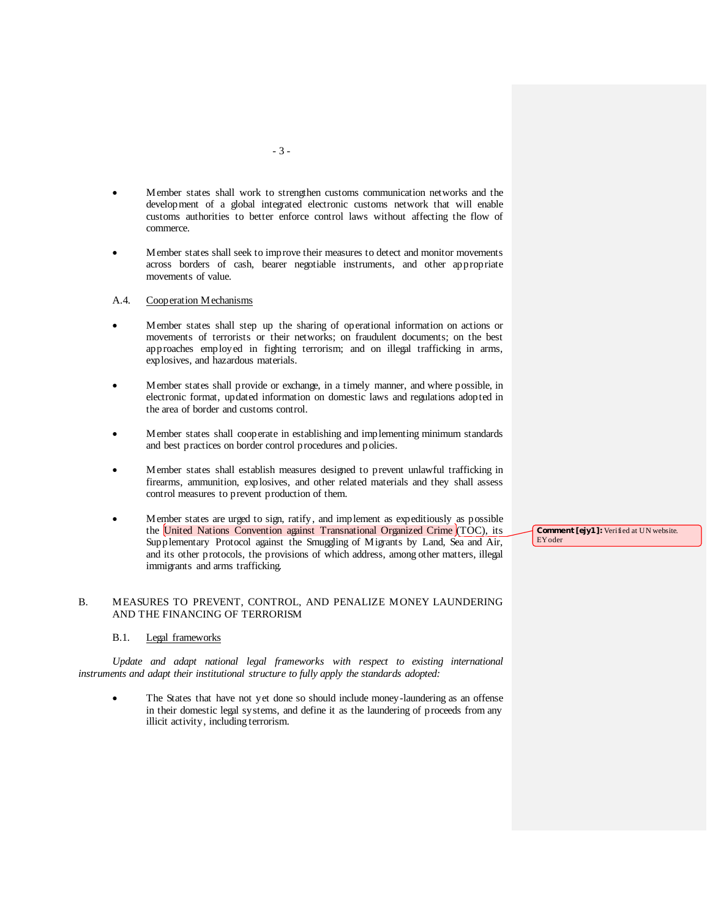- Member states shall work to strengthen customs communication networks and the development of a global integrated electronic customs network that will enable customs authorities to better enforce control laws without affecting the flow of commerce.

- Member states shall seek to improve their measures to detect and monitor movements across borders of cash, bearer negotiable instruments, and other appropriate movements of value.

A.4. Cooperation Mechanisms

- Member states shall step up the sharing of operational information on actions or movements of terrorists or their networks; on fraudulent documents; on the best approaches employed in fighting terrorism; and on illegal trafficking in arms, explosives, and hazardous materials.

- Member states shall provide or exchange, in a timely manner, and where possible, in electronic format, updated information on domestic laws and regulations adopted in the area of border and customs control.

- Member states shall cooperate in establishing and implementing minimum standards and best practices on border control procedures and policies.

- Member states shall establish measures designed to prevent unlawful trafficking in firearms, ammunition, explosives, and other related materials and they shall assess control measures to prevent production of them.

- Member states are urged to sign, ratify, and implement as expeditiously as possible the United Nations Convention against Transnational Organized Crime (TOC), its Supplementary Protocol against the Smuggling of Migrants by Land, Sea and Air, and its other protocols, the provisions of which address, among other matters, illegal immigrants and arms trafficking.

**Comment [ejy1]:** Verified at UN website. EYoder

## B. MEASURES TO PREVENT, CONTROL, AND PENALIZE MONEY LAUNDERING AND THE FINANCING OF TERRORISM

B.1. Legal frameworks

*Update and adapt national legal frameworks with respect to existing international instruments and adapt their institutional structure to fully apply the standards adopted:*

- The States that have not yet done so should include money-laundering as an offense in their domestic legal systems, and define it as the laundering of proceeds from any illicit activity, including terrorism.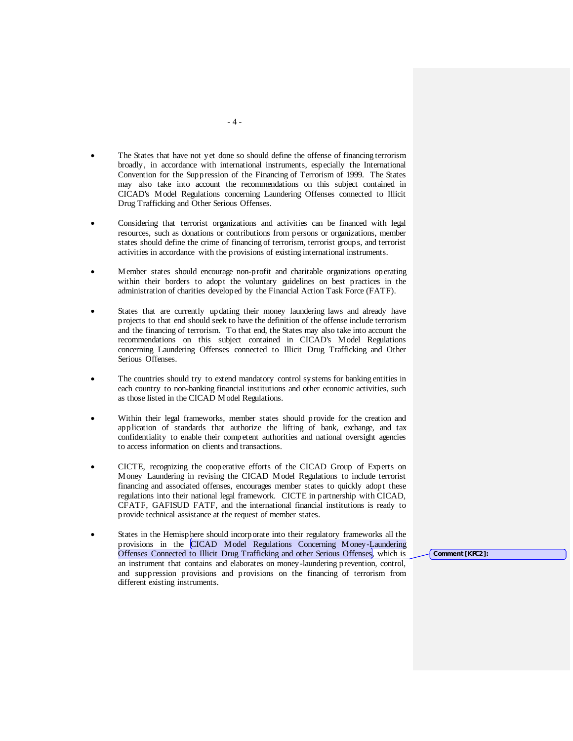- The States that have not yet done so should define the offense of financing terrorism broadly, in accordance with international instruments, especially the International Convention for the Suppression of the Financing of Terrorism of 1999. The States may also take into account the recommendations on this subject contained in CICAD's Model Regulations concerning Laundering Offenses connected to Illicit Drug Trafficking and Other Serious Offenses.

- Considering that terrorist organizations and activities can be financed with legal resources, such as donations or contributions from persons or organizations, member states should define the crime of financing of terrorism, terrorist groups, and terrorist activities in accordance with the provisions of existing international instruments.

- Member states should encourage non-profit and charitable organizations operating within their borders to adopt the voluntary guidelines on best practices in the administration of charities developed by the Financial Action Task Force (FATF).

- States that are currently updating their money laundering laws and already have projects to that end should seek to have the definition of the offense include terrorism and the financing of terrorism. To that end, the States may also take into account the recommendations on this subject contained in CICAD's Model Regulations concerning Laundering Offenses connected to Illicit Drug Trafficking and Other Serious Offenses.

- The countries should try to extend mandatory control systems for banking entities in each country to non-banking financial institutions and other economic activities, such as those listed in the CICAD Model Regulations.

- Within their legal frameworks, member states should provide for the creation and application of standards that authorize the lifting of bank, exchange, and tax confidentiality to enable their competent authorities and national oversight agencies to access information on clients and transactions.

- CICTE, recognizing the cooperative efforts of the CICAD Group of Experts on Money Laundering in revising the CICAD Model Regulations to include terrorist financing and associated offenses, encourages member states to quickly adopt these regulations into their national legal framework. CICTE in partnership with CICAD, CFATF, GAFISUD FATF, and the international financial institutions is ready to provide technical assistance at the request of member states.

- States in the Hemisphere should incorporate into their regulatory frameworks all the provisions in the CICAD Model Regulations Concerning Money-Laundering Offenses Connected to Illicit Drug Trafficking and other Serious Offenses, which is an instrument that contains and elaborates on money-laundering prevention, control, and suppression provisions and provisions on the financing of terrorism from different existing instruments.

Comment [KFC2]: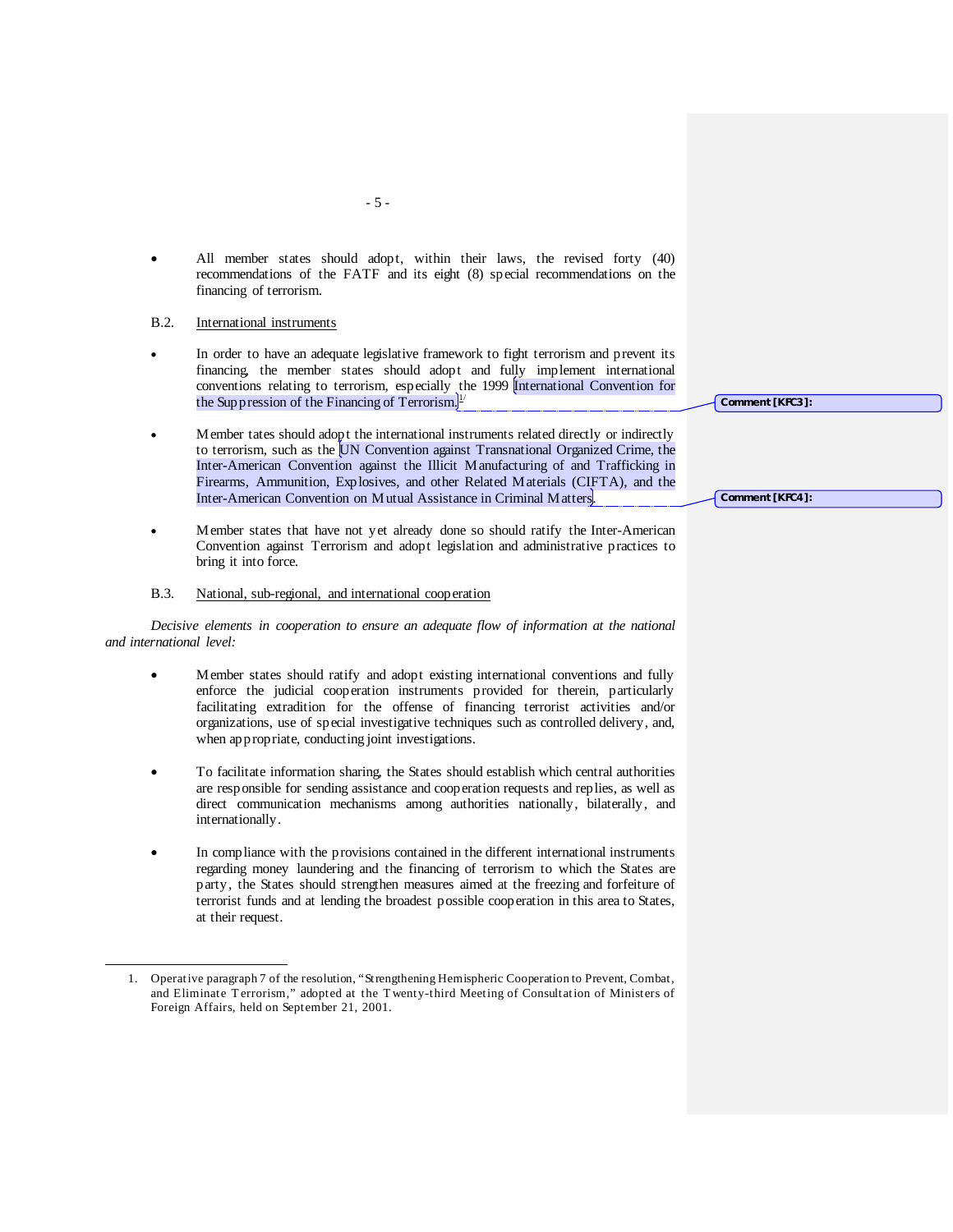- All member states should adopt, within their laws, the revised forty (40) recommendations of the FATF and its eight (8) special recommendations on the financing of terrorism.

B.2. International instruments

- In order to have an adequate legislative framework to fight terrorism and prevent its financing, the member states should adopt and fully implement international conventions relating to terrorism, especially the 1999 International Convention for the Suppression of the Financing of Terrorism.[1]

- Member tates should adopt the international instruments related directly or indirectly to terrorism, such as the UN Convention against Transnational Organized Crime, the Inter-American Convention against the Illicit Manufacturing of and Trafficking in Firearms, Ammunition, Explosives, and other Related Materials (CIFTA), and the Inter-American Convention on Mutual Assistance in Criminal Matters.

- Member states that have not yet already done so should ratify the Inter-American Convention against Terrorism and adopt legislation and administrative practices to bring it into force.

B.3. National, sub-regional, and international cooperation

*Decisive elements in cooperation to ensure an adequate flow of information at the national and international level:*

- Member states should ratify and adopt existing international conventions and fully enforce the judicial cooperation instruments provided for therein, particularly facilitating extradition for the offense of financing terrorist activities and/or organizations, use of special investigative techniques such as controlled delivery, and, when appropriate, conducting joint investigations.

- To facilitate information sharing, the States should establish which central authorities are responsible for sending assistance and cooperation requests and replies, as well as direct communication mechanisms among authorities nationally, bilaterally, and internationally.

- In compliance with the provisions contained in the different international instruments regarding money laundering and the financing of terrorism to which the States are party, the States should strengthen measures aimed at the freezing and forfeiture of terrorist funds and at lending the broadest possible cooperation in this area to States, at their request.

Comment [KFC3]:

Comment [KFC4]:

---

1. Operative paragraph 7 of the resolution, "Strengthening Hemispheric Cooperation to Prevent, Combat, and Eliminate Terrorism," adopted at the Twenty-third Meeting of Consultation of Ministers of Foreign Affairs, held on September 21, 2001.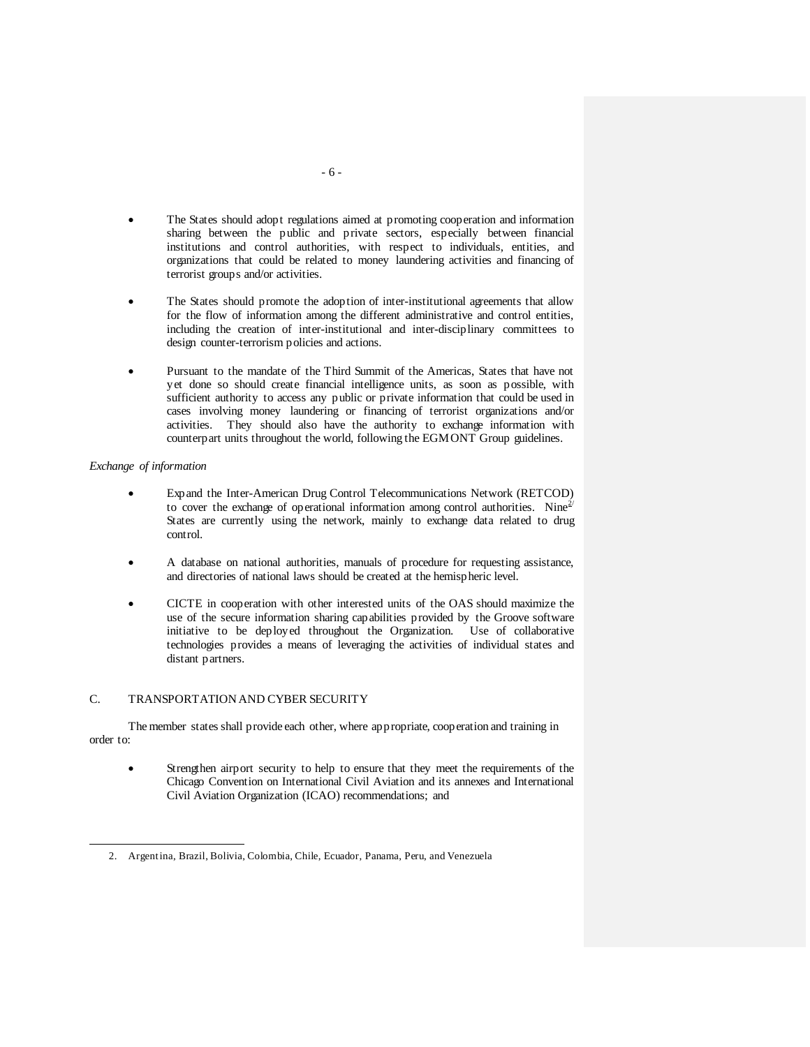- The States should adopt regulations aimed at promoting cooperation and information sharing between the public and private sectors, especially between financial institutions and control authorities, with respect to individuals, entities, and organizations that could be related to money laundering activities and financing of terrorist groups and/or activities.

- The States should promote the adoption of inter-institutional agreements that allow for the flow of information among the different administrative and control entities, including the creation of inter-institutional and inter-disciplinary committees to design counter-terrorism policies and actions.

- Pursuant to the mandate of the Third Summit of the Americas, States that have not yet done so should create financial intelligence units, as soon as possible, with sufficient authority to access any public or private information that could be used in cases involving money laundering or financing of terrorist organizations and/or activities. They should also have the authority to exchange information with counterpart units throughout the world, following the EGMONT Group guidelines.

*Exchange of information*

- Expand the Inter-American Drug Control Telecommunications Network (RETCOD) to cover the exchange of operational information among control authorities. Nine[2] States are currently using the network, mainly to exchange data related to drug control.

- A database on national authorities, manuals of procedure for requesting assistance, and directories of national laws should be created at the hemispheric level.

- CICTE in cooperation with other interested units of the OAS should maximize the use of the secure information sharing capabilities provided by the Groove software initiative to be deployed throughout the Organization. Use of collaborative technologies provides a means of leveraging the activities of individual states and distant partners.

## C. TRANSPORTATION AND CYBER SECURITY

The member states shall provide each other, where appropriate, cooperation and training in order to:

- Strengthen airport security to help to ensure that they meet the requirements of the Chicago Convention on International Civil Aviation and its annexes and International Civil Aviation Organization (ICAO) recommendations; and

---

2. Argentina, Brazil, Bolivia, Colombia, Chile, Ecuador, Panama, Peru, and Venezuela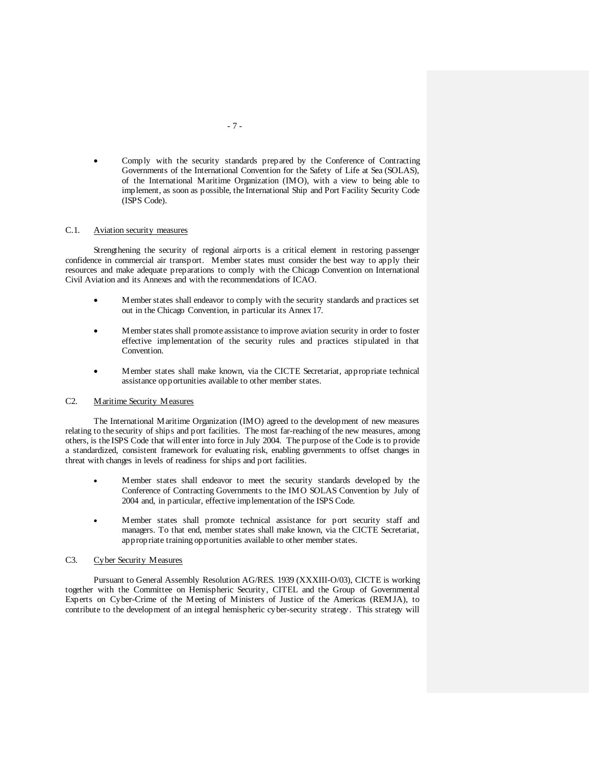- Comply with the security standards prepared by the Conference of Contracting Governments of the International Convention for the Safety of Life at Sea (SOLAS), of the International Maritime Organization (IMO), with a view to being able to implement, as soon as possible, the International Ship and Port Facility Security Code (ISPS Code).

C.1. Aviation security measures

Strengthening the security of regional airports is a critical element in restoring passenger confidence in commercial air transport. Member states must consider the best way to apply their resources and make adequate preparations to comply with the Chicago Convention on International Civil Aviation and its Annexes and with the recommendations of ICAO.

- Member states shall endeavor to comply with the security standards and practices set out in the Chicago Convention, in particular its Annex 17.
- Member states shall promote assistance to improve aviation security in order to foster effective implementation of the security rules and practices stipulated in that Convention.
- Member states shall make known, via the CICTE Secretariat, appropriate technical assistance opportunities available to other member states.

C2. Maritime Security Measures

The International Maritime Organization (IMO) agreed to the development of new measures relating to the security of ships and port facilities. The most far-reaching of the new measures, among others, is the ISPS Code that will enter into force in July 2004. The purpose of the Code is to provide a standardized, consistent framework for evaluating risk, enabling governments to offset changes in threat with changes in levels of readiness for ships and port facilities.

- Member states shall endeavor to meet the security standards developed by the Conference of Contracting Governments to the IMO SOLAS Convention by July of 2004 and, in particular, effective implementation of the ISPS Code.
- Member states shall promote technical assistance for port security staff and managers. To that end, member states shall make known, via the CICTE Secretariat, appropriate training opportunities available to other member states.

C3. Cyber Security Measures

Pursuant to General Assembly Resolution AG/RES. 1939 (XXXIII-O/03), CICTE is working together with the Committee on Hemispheric Security, CITEL and the Group of Governmental Experts on Cyber-Crime of the Meeting of Ministers of Justice of the Americas (REMJA), to contribute to the development of an integral hemispheric cyber-security strategy. This strategy will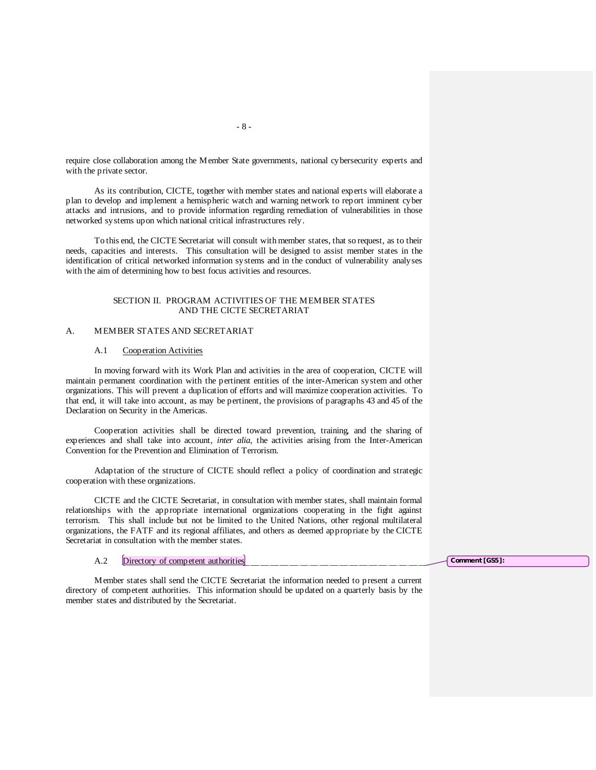require close collaboration among the Member State governments, national cybersecurity experts and with the private sector.

As its contribution, CICTE, together with member states and national experts will elaborate a plan to develop and implement a hemispheric watch and warning network to report imminent cyber attacks and intrusions, and to provide information regarding remediation of vulnerabilities in those networked systems upon which national critical infrastructures rely.

To this end, the CICTE Secretariat will consult with member states, that so request, as to their needs, capacities and interests. This consultation will be designed to assist member states in the identification of critical networked information systems and in the conduct of vulnerability analyses with the aim of determining how to best focus activities and resources.

## SECTION II. PROGRAM ACTIVITIES OF THE MEMBER STATES AND THE CICTE SECRETARIAT

### A. MEMBER STATES AND SECRETARIAT

#### A.1 Cooperation Activities

In moving forward with its Work Plan and activities in the area of cooperation, CICTE will maintain permanent coordination with the pertinent entities of the inter-American system and other organizations. This will prevent a duplication of efforts and will maximize cooperation activities. To that end, it will take into account, as may be pertinent, the provisions of paragraphs 43 and 45 of the Declaration on Security in the Americas.

Cooperation activities shall be directed toward prevention, training, and the sharing of experiences and shall take into account, *inter alia*, the activities arising from the Inter-American Convention for the Prevention and Elimination of Terrorism.

Adaptation of the structure of CICTE should reflect a policy of coordination and strategic cooperation with these organizations.

CICTE and the CICTE Secretariat, in consultation with member states, shall maintain formal relationships with the appropriate international organizations cooperating in the fight against terrorism. This shall include but not be limited to the United Nations, other regional multilateral organizations, the FATF and its regional affiliates, and others as deemed appropriate by the CICTE Secretariat in consultation with the member states.

#### A.2 Directory of competent authorities

**Comment [GS5]:**

Member states shall send the CICTE Secretariat the information needed to present a current directory of competent authorities. This information should be updated on a quarterly basis by the member states and distributed by the Secretariat.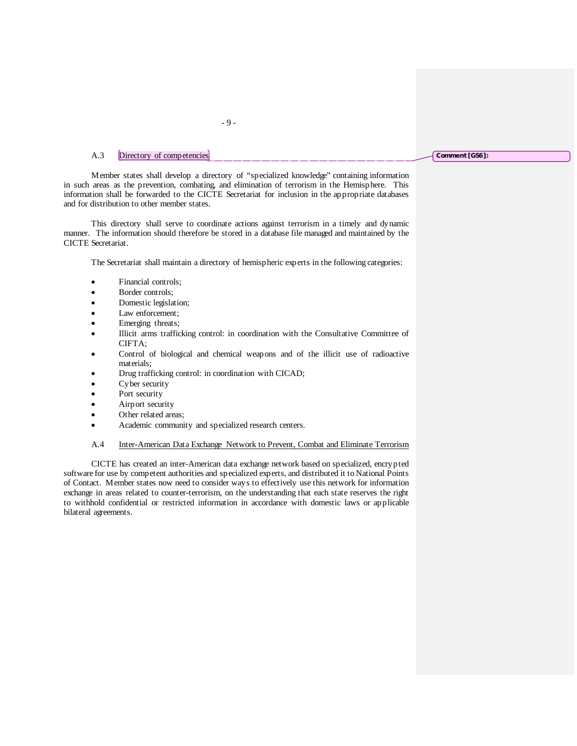### A.3 Directory of competencies

Comment [GS6]:

Member states shall develop a directory of "specialized knowledge" containing information in such areas as the prevention, combating, and elimination of terrorism in the Hemisphere. This information shall be forwarded to the CICTE Secretariat for inclusion in the appropriate databases and for distribution to other member states.

This directory shall serve to coordinate actions against terrorism in a timely and dynamic manner. The information should therefore be stored in a database file managed and maintained by the CICTE Secretariat.

The Secretariat shall maintain a directory of hemispheric experts in the following categories:

- Financial controls;
- Border controls;
- Domestic legislation;
- Law enforcement;
- Emerging threats;
- Illicit arms trafficking control: in coordination with the Consultative Committee of CIFTA;
- Control of biological and chemical weapons and of the illicit use of radioactive materials;
- Drug trafficking control: in coordination with CICAD;
- Cyber security
- Port security
- Airport security
- Other related areas;
- Academic community and specialized research centers.

### A.4 Inter-American Data Exchange Network to Prevent, Combat and Eliminate Terrorism

CICTE has created an inter-American data exchange network based on specialized, encrypted software for use by competent authorities and specialized experts, and distributed it to National Points of Contact. Member states now need to consider ways to effectively use this network for information exchange in areas related to counter-terrorism, on the understanding that each state reserves the right to withhold confidential or restricted information in accordance with domestic laws or applicable bilateral agreements.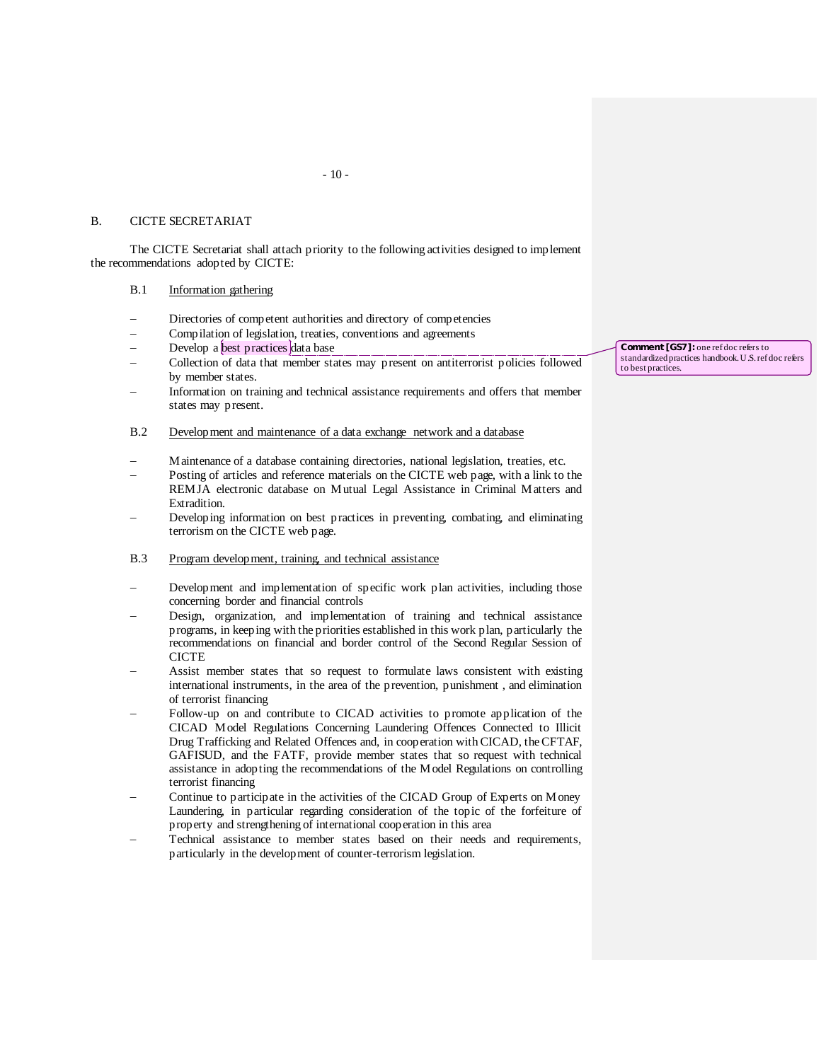## B. CICTE SECRETARIAT

The CICTE Secretariat shall attach priority to the following activities designed to implement the recommendations adopted by CICTE:

### B.1 Information gathering

- Directories of competent authorities and directory of competencies
- Compilation of legislation, treaties, conventions and agreements
- Develop a best practices data base
- Collection of data that member states may present on antiterrorist policies followed by member states.
- Information on training and technical assistance requirements and offers that member states may present.

**Comment [GS7]:** one ref doc refers to standardized practices handbook. U.S. ref doc refers to best practices.

### B.2 Development and maintenance of a data exchange network and a database

- Maintenance of a database containing directories, national legislation, treaties, etc.
- Posting of articles and reference materials on the CICTE web page, with a link to the REMJA electronic database on Mutual Legal Assistance in Criminal Matters and Extradition.
- Developing information on best practices in preventing, combating, and eliminating terrorism on the CICTE web page.

### B.3 Program development, training, and technical assistance

- Development and implementation of specific work plan activities, including those concerning border and financial controls
- Design, organization, and implementation of training and technical assistance programs, in keeping with the priorities established in this work plan, particularly the recommendations on financial and border control of the Second Regular Session of CICTE
- Assist member states that so request to formulate laws consistent with existing international instruments, in the area of the prevention, punishment , and elimination of terrorist financing
- Follow-up on and contribute to CICAD activities to promote application of the CICAD Model Regulations Concerning Laundering Offences Connected to Illicit Drug Trafficking and Related Offences and, in cooperation with CICAD, the CFTAF, GAFISUD, and the FATF, provide member states that so request with technical assistance in adopting the recommendations of the Model Regulations on controlling terrorist financing
- Continue to participate in the activities of the CICAD Group of Experts on Money Laundering, in particular regarding consideration of the topic of the forfeiture of property and strengthening of international cooperation in this area
- Technical assistance to member states based on their needs and requirements, particularly in the development of counter-terrorism legislation.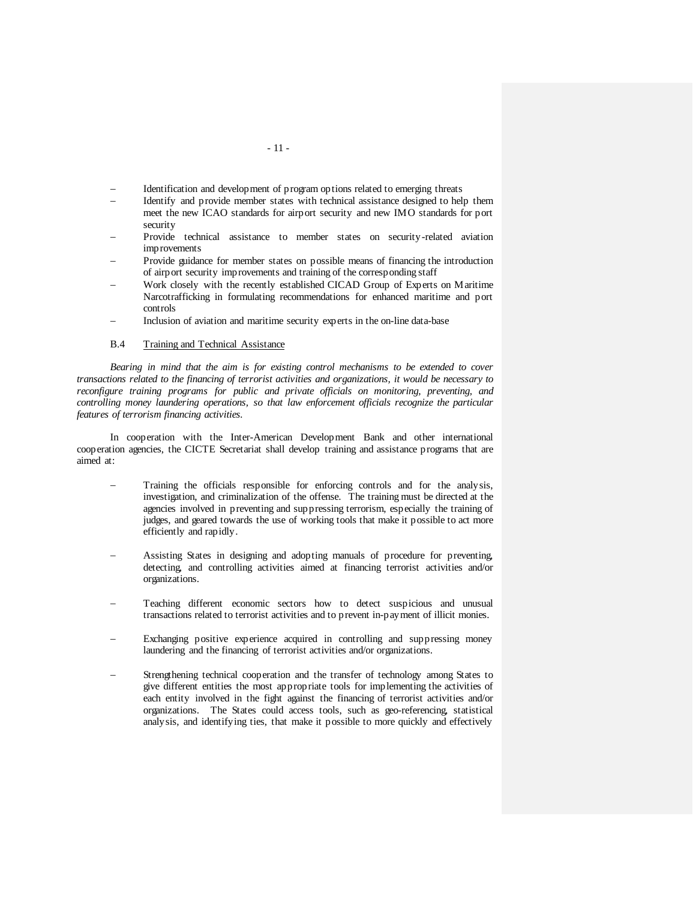- Identification and development of program options related to emerging threats
- Identify and provide member states with technical assistance designed to help them meet the new ICAO standards for airport security and new IMO standards for port security
- Provide technical assistance to member states on security-related aviation improvements
- Provide guidance for member states on possible means of financing the introduction of airport security improvements and training of the corresponding staff
- Work closely with the recently established CICAD Group of Experts on Maritime Narcotrafficking in formulating recommendations for enhanced maritime and port controls
- Inclusion of aviation and maritime security experts in the on-line data-base

### B.4 Training and Technical Assistance

*Bearing in mind that the aim is for existing control mechanisms to be extended to cover transactions related to the financing of terrorist activities and organizations, it would be necessary to reconfigure training programs for public and private officials on monitoring, preventing, and controlling money laundering operations, so that law enforcement officials recognize the particular features of terrorism financing activities.*

In cooperation with the Inter-American Development Bank and other international cooperation agencies, the CICTE Secretariat shall develop training and assistance programs that are aimed at:

- Training the officials responsible for enforcing controls and for the analysis, investigation, and criminalization of the offense. The training must be directed at the agencies involved in preventing and suppressing terrorism, especially the training of judges, and geared towards the use of working tools that make it possible to act more efficiently and rapidly.

- Assisting States in designing and adopting manuals of procedure for preventing, detecting, and controlling activities aimed at financing terrorist activities and/or organizations.

- Teaching different economic sectors how to detect suspicious and unusual transactions related to terrorist activities and to prevent in-payment of illicit monies.

- Exchanging positive experience acquired in controlling and suppressing money laundering and the financing of terrorist activities and/or organizations.

- Strengthening technical cooperation and the transfer of technology among States to give different entities the most appropriate tools for implementing the activities of each entity involved in the fight against the financing of terrorist activities and/or organizations. The States could access tools, such as geo-referencing, statistical analysis, and identifying ties, that make it possible to more quickly and effectively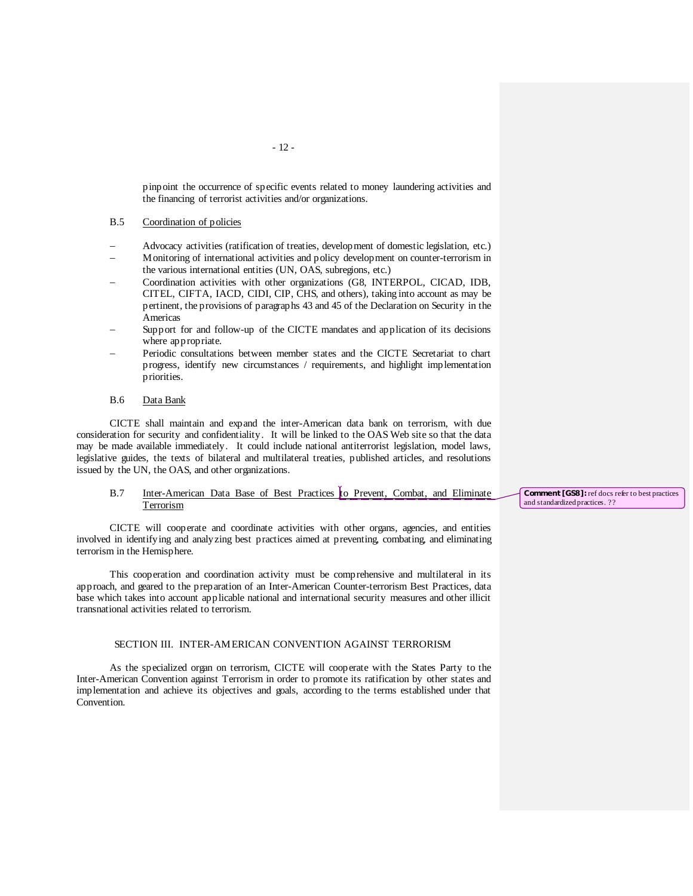pinpoint the occurrence of specific events related to money laundering activities and the financing of terrorist activities and/or organizations.

B.5 Coordination of policies

- Advocacy activities (ratification of treaties, development of domestic legislation, etc.)
- Monitoring of international activities and policy development on counter-terrorism in the various international entities (UN, OAS, subregions, etc.)
- Coordination activities with other organizations (G8, INTERPOL, CICAD, IDB, CITEL, CIFTA, IACD, CIDI, CIP, CHS, and others), taking into account as may be pertinent, the provisions of paragraphs 43 and 45 of the Declaration on Security in the Americas
- Support for and follow-up of the CICTE mandates and application of its decisions where appropriate.
- Periodic consultations between member states and the CICTE Secretariat to chart progress, identify new circumstances / requirements, and highlight implementation priorities.

B.6 Data Bank

CICTE shall maintain and expand the inter-American data bank on terrorism, with due consideration for security and confidentiality. It will be linked to the OAS Web site so that the data may be made available immediately. It could include national antiterrorist legislation, model laws, legislative guides, the texts of bilateral and multilateral treaties, published articles, and resolutions issued by the UN, the OAS, and other organizations.

B.7 Inter-American Data Base of Best Practices to Prevent, Combat, and Eliminate Terrorism

Comment [GS8]: ref docs refer to best practices and standardized practices. ??

CICTE will cooperate and coordinate activities with other organs, agencies, and entities involved in identifying and analyzing best practices aimed at preventing, combating, and eliminating terrorism in the Hemisphere.

This cooperation and coordination activity must be comprehensive and multilateral in its approach, and geared to the preparation of an Inter-American Counter-terrorism Best Practices, data base which takes into account applicable national and international security measures and other illicit transnational activities related to terrorism.

## SECTION III. INTER-AMERICAN CONVENTION AGAINST TERRORISM

As the specialized organ on terrorism, CICTE will cooperate with the States Party to the Inter-American Convention against Terrorism in order to promote its ratification by other states and implementation and achieve its objectives and goals, according to the terms established under that Convention.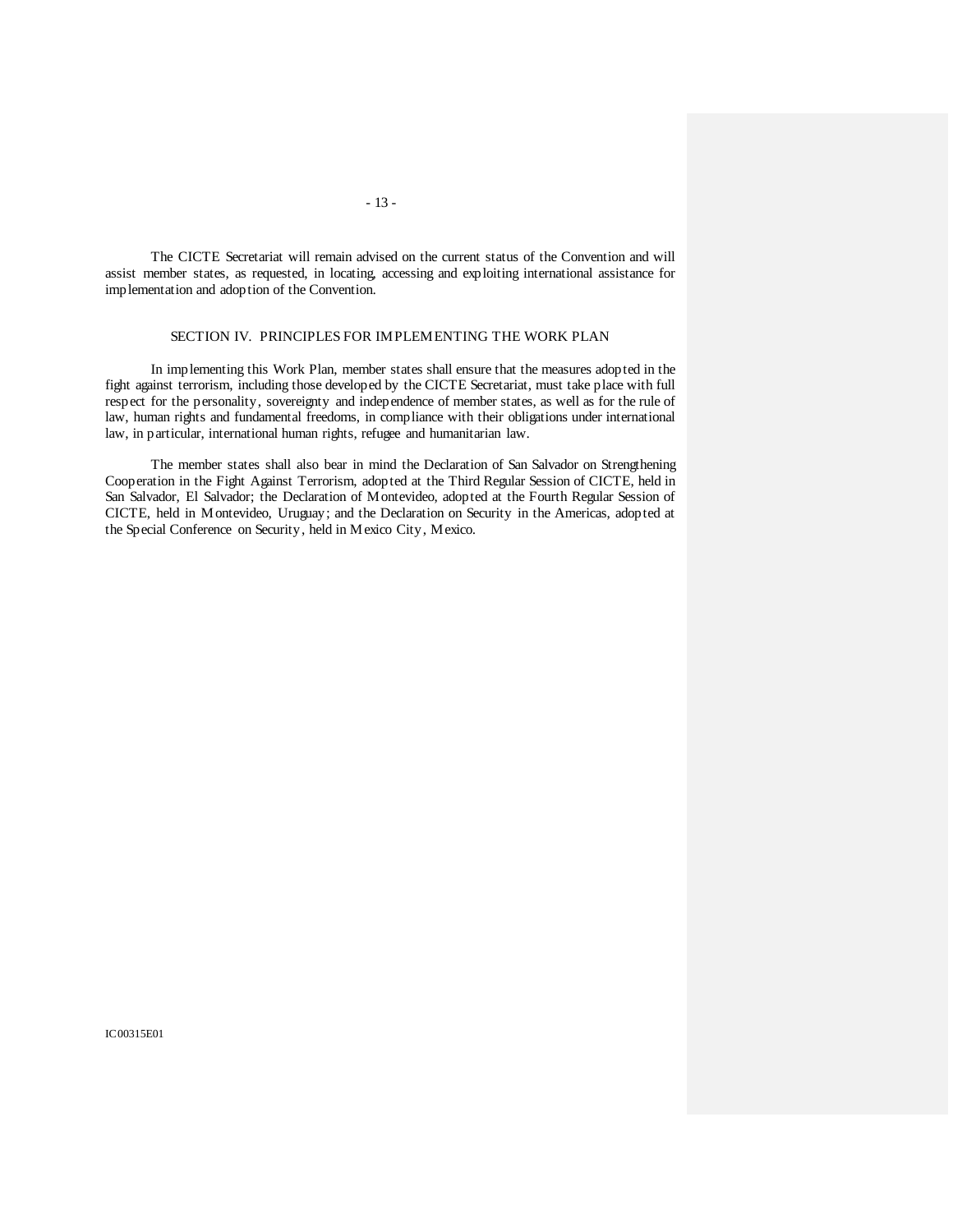The CICTE Secretariat will remain advised on the current status of the Convention and will assist member states, as requested, in locating, accessing and exploiting international assistance for implementation and adoption of the Convention.

## SECTION IV. PRINCIPLES FOR IMPLEMENTING THE WORK PLAN

In implementing this Work Plan, member states shall ensure that the measures adopted in the fight against terrorism, including those developed by the CICTE Secretariat, must take place with full respect for the personality, sovereignty and independence of member states, as well as for the rule of law, human rights and fundamental freedoms, in compliance with their obligations under international law, in particular, international human rights, refugee and humanitarian law.

The member states shall also bear in mind the Declaration of San Salvador on Strengthening Cooperation in the Fight Against Terrorism, adopted at the Third Regular Session of CICTE, held in San Salvador, El Salvador; the Declaration of Montevideo, adopted at the Fourth Regular Session of CICTE, held in Montevideo, Uruguay; and the Declaration on Security in the Americas, adopted at the Special Conference on Security, held in Mexico City, Mexico.